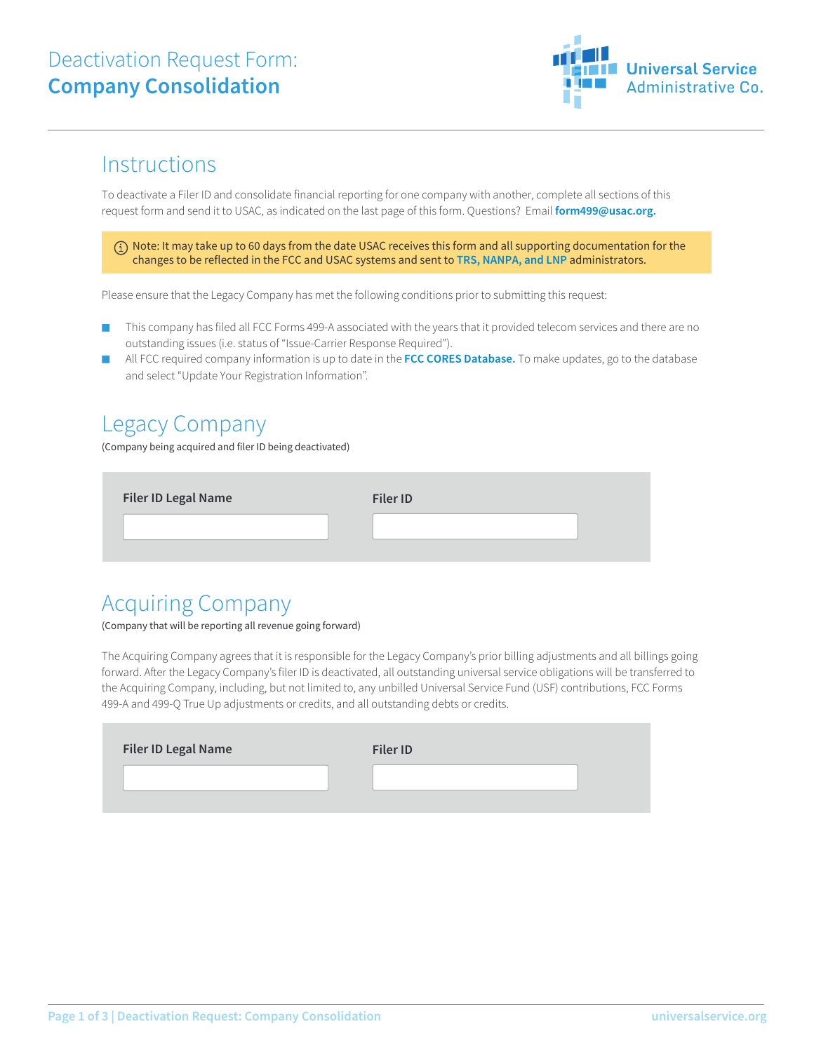# Deactivation Request Form: **Company Consolidation**

Universal Service Administrative Co.

## Instructions

To deactivate a Filer ID and consolidate financial reporting for one company with another, complete all sections of this request form and send it to USAC, as indicated on the last page of this form. Questions? Email **form499@usac.org.**

> ⓘ Note: It may take up to 60 days from the date USAC receives this form and all supporting documentation for the changes to be reflected in the FCC and USAC systems and sent to **TRS, NANPA, and LNP** administrators.

Please ensure that the Legacy Company has met the following conditions prior to submitting this request:

- This company has filed all FCC Forms 499-A associated with the years that it provided telecom services and there are no outstanding issues (i.e. status of "Issue-Carrier Response Required").
- All FCC required company information is up to date in the **FCC CORES Database.** To make updates, go to the database and select "Update Your Registration Information".

## Legacy Company

(Company being acquired and filer ID being deactivated)

| Filer ID Legal Name | Filer ID |
|---|---|
| | |

## Acquiring Company

(Company that will be reporting all revenue going forward)

The Acquiring Company agrees that it is responsible for the Legacy Company's prior billing adjustments and all billings going forward. After the Legacy Company's filer ID is deactivated, all outstanding universal service obligations will be transferred to the Acquiring Company, including, but not limited to, any unbilled Universal Service Fund (USF) contributions, FCC Forms 499-A and 499-Q True Up adjustments or credits, and all outstanding debts or credits.

| Filer ID Legal Name | Filer ID |
|---|---|
| | |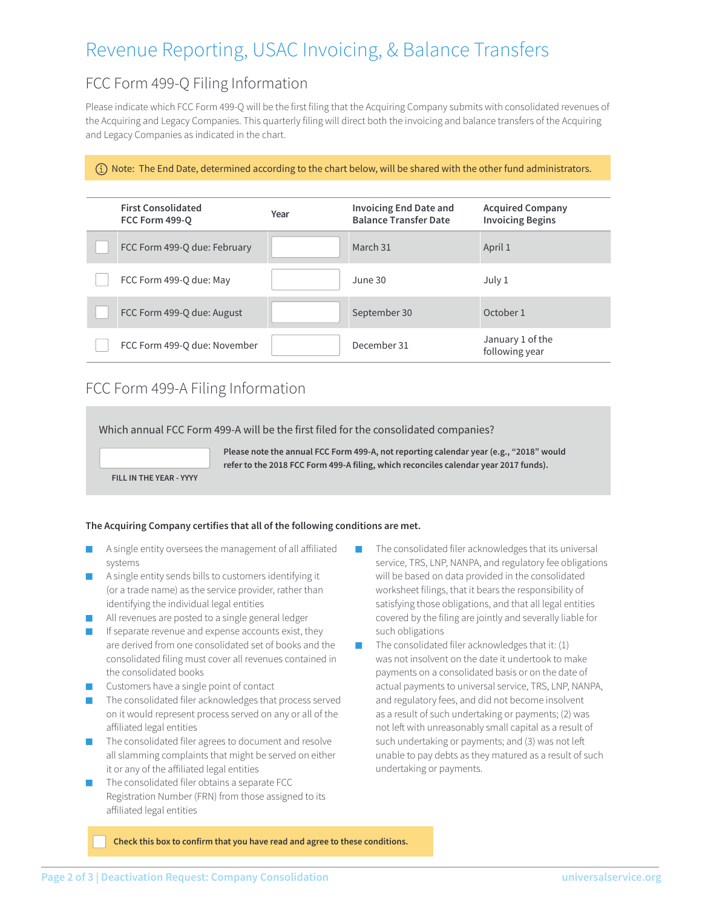# Revenue Reporting, USAC Invoicing, & Balance Transfers

## FCC Form 499-Q Filing Information

Please indicate which FCC Form 499-Q will be the first filing that the Acquiring Company submits with consolidated revenues of the Acquiring and Legacy Companies. This quarterly filing will direct both the invoicing and balance transfers of the Acquiring and Legacy Companies as indicated in the chart.

ⓘ Note: The End Date, determined according to the chart below, will be shared with the other fund administrators.

| | First Consolidated FCC Form 499-Q | Year | Invoicing End Date and Balance Transfer Date | Acquired Company Invoicing Begins |
|---|---|---|---|---|
| ☐ | FCC Form 499-Q due: February | | March 31 | April 1 |
| ☐ | FCC Form 499-Q due: May | | June 30 | July 1 |
| ☐ | FCC Form 499-Q due: August | | September 30 | October 1 |
| ☐ | FCC Form 499-Q due: November | | December 31 | January 1 of the following year |

## FCC Form 499-A Filing Information

Which annual FCC Form 499-A will be the first filed for the consolidated companies?

FILL IN THE YEAR - YYYY

**Please note the annual FCC Form 499-A, not reporting calendar year (e.g., "2018" would refer to the 2018 FCC Form 499-A filing, which reconciles calendar year 2017 funds).**

**The Acquiring Company certifies that all of the following conditions are met.**

- A single entity oversees the management of all affiliated systems
- A single entity sends bills to customers identifying it (or a trade name) as the service provider, rather than identifying the individual legal entities
- All revenues are posted to a single general ledger
- If separate revenue and expense accounts exist, they are derived from one consolidated set of books and the consolidated filing must cover all revenues contained in the consolidated books
- Customers have a single point of contact
- The consolidated filer acknowledges that process served on it would represent process served on any or all of the affiliated legal entities
- The consolidated filer agrees to document and resolve all slamming complaints that might be served on either it or any of the affiliated legal entities
- The consolidated filer obtains a separate FCC Registration Number (FRN) from those assigned to its affiliated legal entities
- The consolidated filer acknowledges that its universal service, TRS, LNP, NANPA, and regulatory fee obligations will be based on data provided in the consolidated worksheet filings, that it bears the responsibility of satisfying those obligations, and that all legal entities covered by the filing are jointly and severally liable for such obligations
- The consolidated filer acknowledges that it: (1) was not insolvent on the date it undertook to make payments on a consolidated basis or on the date of actual payments to universal service, TRS, LNP, NANPA, and regulatory fees, and did not become insolvent as a result of such undertaking or payments; (2) was not left with unreasonably small capital as a result of such undertaking or payments; and (3) was not left unable to pay debts as they matured as a result of such undertaking or payments.

☐ **Check this box to confirm that you have read and agree to these conditions.**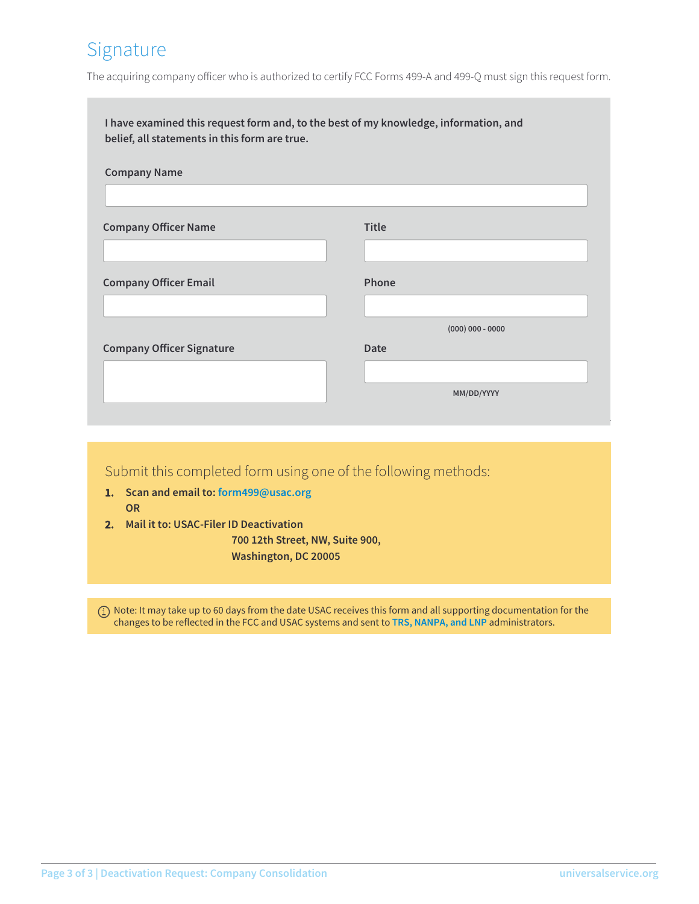# Signature

The acquiring company officer who is authorized to certify FCC Forms 499-A and 499-Q must sign this request form.

**I have examined this request form and, to the best of my knowledge, information, and belief, all statements in this form are true.**

**Company Name**

**Company Officer Name**

**Title**

**Company Officer Email**

**Phone**

(000) 000 - 0000

**Company Officer Signature**

**Date**

MM/DD/YYYY

Submit this completed form using one of the following methods:

1. **Scan and email to:** form499@usac.org

   **OR**

2. **Mail it to: USAC-Filer ID Deactivation**
   **700 12th Street, NW, Suite 900,**
   **Washington, DC 20005**

Note: It may take up to 60 days from the date USAC receives this form and all supporting documentation for the changes to be reflected in the FCC and USAC systems and sent to TRS, NANPA, and LNP administrators.